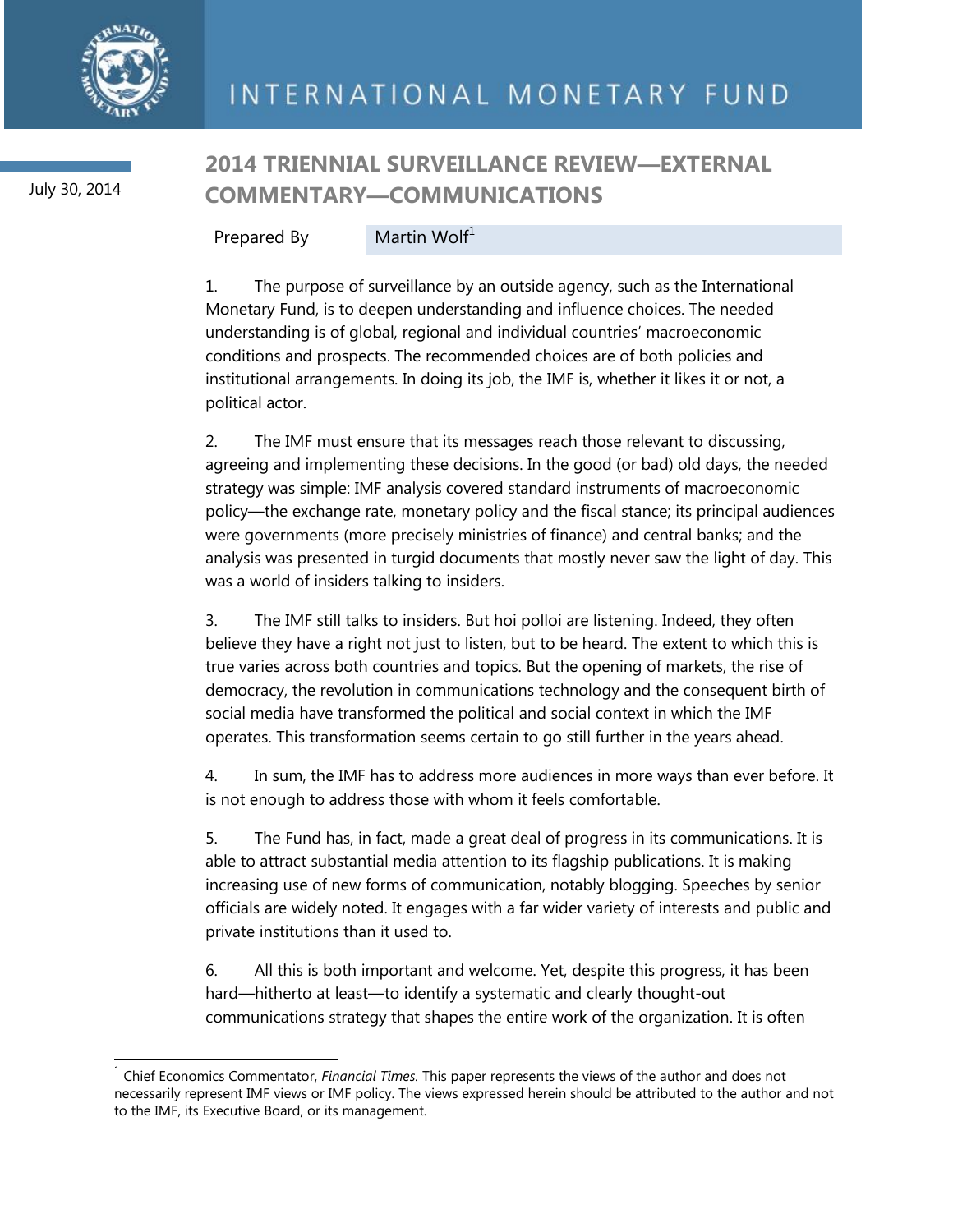INTERNATIONAL MONETARY FUND

July 30, 2014

# 2014 TRIENNIAL SURVEILLANCE REVIEW—EXTERNAL COMMENTARY—COMMUNICATIONS

Prepared By Martin Wolf[1]

1. The purpose of surveillance by an outside agency, such as the International Monetary Fund, is to deepen understanding and influence choices. The needed understanding is of global, regional and individual countries' macroeconomic conditions and prospects. The recommended choices are of both policies and institutional arrangements. In doing its job, the IMF is, whether it likes it or not, a political actor.

2. The IMF must ensure that its messages reach those relevant to discussing, agreeing and implementing these decisions. In the good (or bad) old days, the needed strategy was simple: IMF analysis covered standard instruments of macroeconomic policy—the exchange rate, monetary policy and the fiscal stance; its principal audiences were governments (more precisely ministries of finance) and central banks; and the analysis was presented in turgid documents that mostly never saw the light of day. This was a world of insiders talking to insiders.

3. The IMF still talks to insiders. But hoi polloi are listening. Indeed, they often believe they have a right not just to listen, but to be heard. The extent to which this is true varies across both countries and topics. But the opening of markets, the rise of democracy, the revolution in communications technology and the consequent birth of social media have transformed the political and social context in which the IMF operates. This transformation seems certain to go still further in the years ahead.

4. In sum, the IMF has to address more audiences in more ways than ever before. It is not enough to address those with whom it feels comfortable.

5. The Fund has, in fact, made a great deal of progress in its communications. It is able to attract substantial media attention to its flagship publications. It is making increasing use of new forms of communication, notably blogging. Speeches by senior officials are widely noted. It engages with a far wider variety of interests and public and private institutions than it used to.

6. All this is both important and welcome. Yet, despite this progress, it has been hard—hitherto at least—to identify a systematic and clearly thought-out communications strategy that shapes the entire work of the organization. It is often

---

[1] Chief Economics Commentator, *Financial Times*. This paper represents the views of the author and does not necessarily represent IMF views or IMF policy. The views expressed herein should be attributed to the author and not to the IMF, its Executive Board, or its management.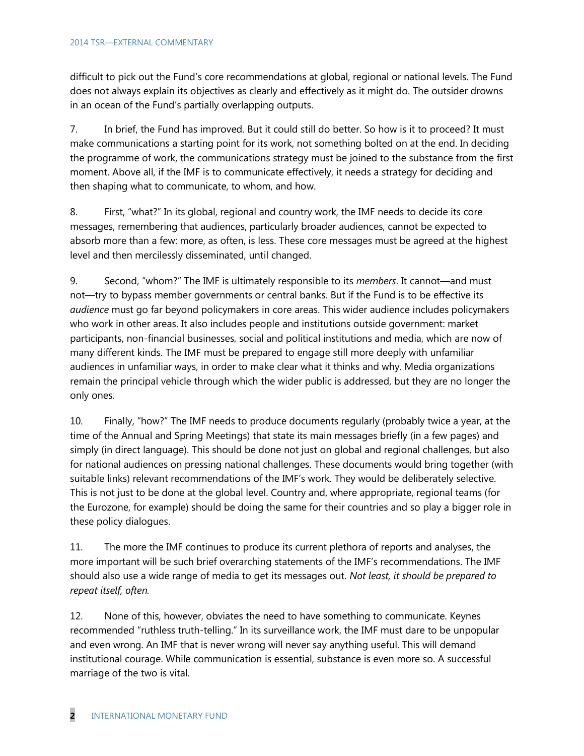difficult to pick out the Fund's core recommendations at global, regional or national levels. The Fund does not always explain its objectives as clearly and effectively as it might do. The outsider drowns in an ocean of the Fund's partially overlapping outputs.

7. In brief, the Fund has improved. But it could still do better. So how is it to proceed? It must make communications a starting point for its work, not something bolted on at the end. In deciding the programme of work, the communications strategy must be joined to the substance from the first moment. Above all, if the IMF is to communicate effectively, it needs a strategy for deciding and then shaping what to communicate, to whom, and how.

8. First, "what?" In its global, regional and country work, the IMF needs to decide its core messages, remembering that audiences, particularly broader audiences, cannot be expected to absorb more than a few: more, as often, is less. These core messages must be agreed at the highest level and then mercilessly disseminated, until changed.

9. Second, "whom?" The IMF is ultimately responsible to its *members*. It cannot—and must not—try to bypass member governments or central banks. But if the Fund is to be effective its *audience* must go far beyond policymakers in core areas. This wider audience includes policymakers who work in other areas. It also includes people and institutions outside government: market participants, non-financial businesses, social and political institutions and media, which are now of many different kinds. The IMF must be prepared to engage still more deeply with unfamiliar audiences in unfamiliar ways, in order to make clear what it thinks and why. Media organizations remain the principal vehicle through which the wider public is addressed, but they are no longer the only ones.

10. Finally, "how?" The IMF needs to produce documents regularly (probably twice a year, at the time of the Annual and Spring Meetings) that state its main messages briefly (in a few pages) and simply (in direct language). This should be done not just on global and regional challenges, but also for national audiences on pressing national challenges. These documents would bring together (with suitable links) relevant recommendations of the IMF's work. They would be deliberately selective. This is not just to be done at the global level. Country and, where appropriate, regional teams (for the Eurozone, for example) should be doing the same for their countries and so play a bigger role in these policy dialogues.

11. The more the IMF continues to produce its current plethora of reports and analyses, the more important will be such brief overarching statements of the IMF's recommendations. The IMF should also use a wide range of media to get its messages out. *Not least, it should be prepared to repeat itself, often.*

12. None of this, however, obviates the need to have something to communicate. Keynes recommended "ruthless truth-telling." In its surveillance work, the IMF must dare to be unpopular and even wrong. An IMF that is never wrong will never say anything useful. This will demand institutional courage. While communication is essential, substance is even more so. A successful marriage of the two is vital.